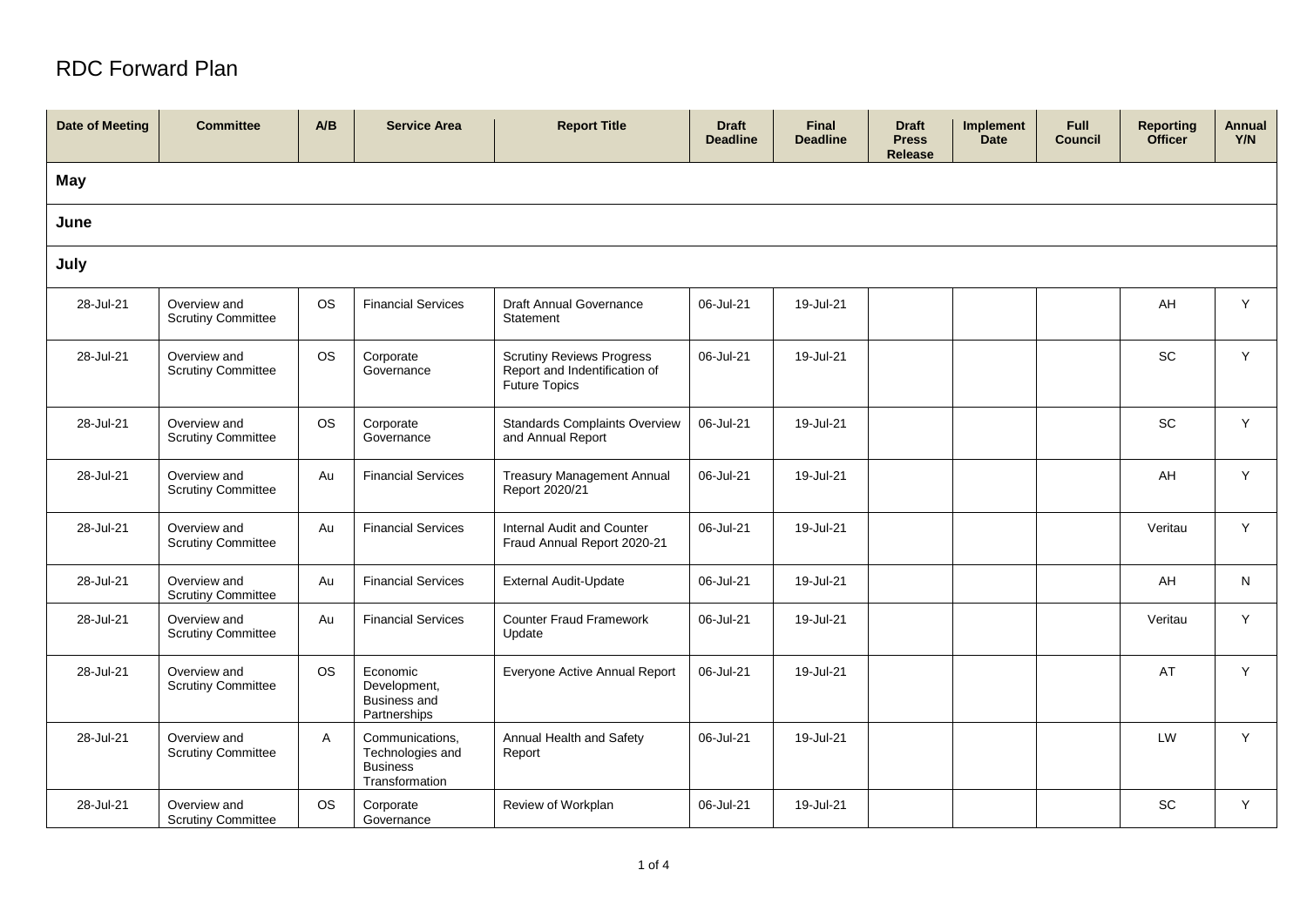# RDC Forward Plan

| Date of Meeting | Committee | A/B | Service Area | Report Title | Draft Deadline | Final Deadline | Draft Press Release | Implement Date | Full Council | Reporting Officer | Annual Y/N |
|---|---|---|---|---|---|---|---|---|---|---|---|
| **May** | | | | | | | | | | | |
| **June** | | | | | | | | | | | |
| **July** | | | | | | | | | | | |
| 28-Jul-21 | Overview and Scrutiny Committee | OS | Financial Services | Draft Annual Governance Statement | 06-Jul-21 | 19-Jul-21 | | | | AH | Y |
| 28-Jul-21 | Overview and Scrutiny Committee | OS | Corporate Governance | Scrutiny Reviews Progress Report and Indentification of Future Topics | 06-Jul-21 | 19-Jul-21 | | | | SC | Y |
| 28-Jul-21 | Overview and Scrutiny Committee | OS | Corporate Governance | Standards Complaints Overview and Annual Report | 06-Jul-21 | 19-Jul-21 | | | | SC | Y |
| 28-Jul-21 | Overview and Scrutiny Committee | Au | Financial Services | Treasury Management Annual Report 2020/21 | 06-Jul-21 | 19-Jul-21 | | | | AH | Y |
| 28-Jul-21 | Overview and Scrutiny Committee | Au | Financial Services | Internal Audit and Counter Fraud Annual Report 2020-21 | 06-Jul-21 | 19-Jul-21 | | | | Veritau | Y |
| 28-Jul-21 | Overview and Scrutiny Committee | Au | Financial Services | External Audit-Update | 06-Jul-21 | 19-Jul-21 | | | | AH | N |
| 28-Jul-21 | Overview and Scrutiny Committee | Au | Financial Services | Counter Fraud Framework Update | 06-Jul-21 | 19-Jul-21 | | | | Veritau | Y |
| 28-Jul-21 | Overview and Scrutiny Committee | OS | Economic Development, Business and Partnerships | Everyone Active Annual Report | 06-Jul-21 | 19-Jul-21 | | | | AT | Y |
| 28-Jul-21 | Overview and Scrutiny Committee | A | Communications, Technologies and Business Transformation | Annual Health and Safety Report | 06-Jul-21 | 19-Jul-21 | | | | LW | Y |
| 28-Jul-21 | Overview and Scrutiny Committee | OS | Corporate Governance | Review of Workplan | 06-Jul-21 | 19-Jul-21 | | | | SC | Y |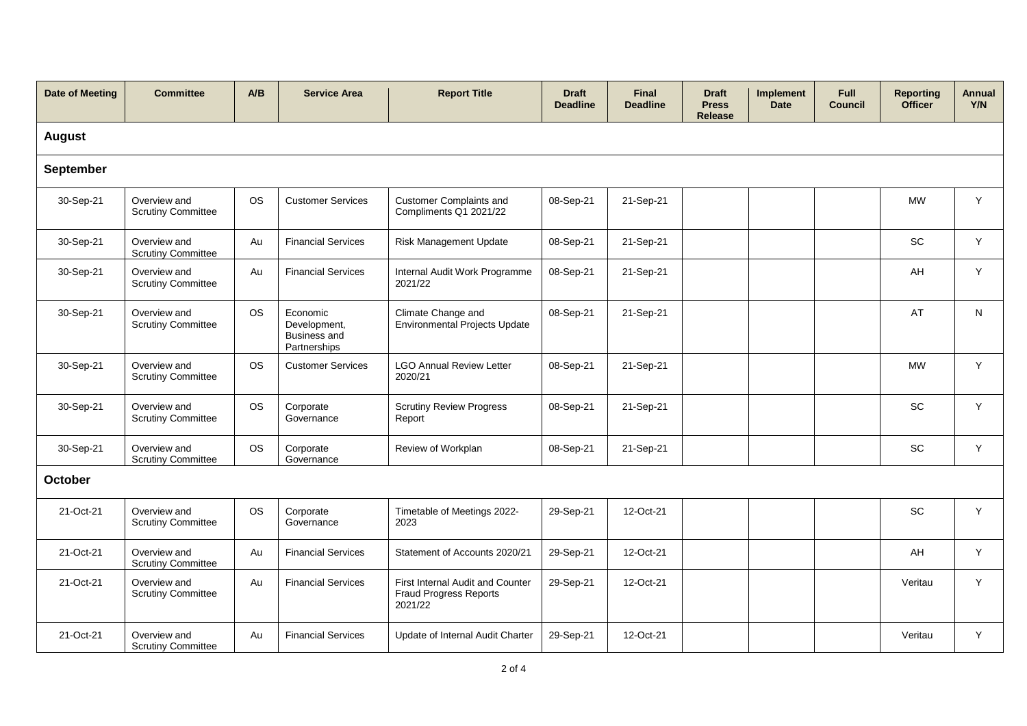| Date of Meeting | Committee | A/B | Service Area | Report Title | Draft Deadline | Final Deadline | Draft Press Release | Implement Date | Full Council | Reporting Officer | Annual Y/N |
|---|---|---|---|---|---|---|---|---|---|---|---|
| **August** | | | | | | | | | | | |
| **September** | | | | | | | | | | | |
| 30-Sep-21 | Overview and Scrutiny Committee | OS | Customer Services | Customer Complaints and Compliments Q1 2021/22 | 08-Sep-21 | 21-Sep-21 | | | | MW | Y |
| 30-Sep-21 | Overview and Scrutiny Committee | Au | Financial Services | Risk Management Update | 08-Sep-21 | 21-Sep-21 | | | | SC | Y |
| 30-Sep-21 | Overview and Scrutiny Committee | Au | Financial Services | Internal Audit Work Programme 2021/22 | 08-Sep-21 | 21-Sep-21 | | | | AH | Y |
| 30-Sep-21 | Overview and Scrutiny Committee | OS | Economic Development, Business and Partnerships | Climate Change and Environmental Projects Update | 08-Sep-21 | 21-Sep-21 | | | | AT | N |
| 30-Sep-21 | Overview and Scrutiny Committee | OS | Customer Services | LGO Annual Review Letter 2020/21 | 08-Sep-21 | 21-Sep-21 | | | | MW | Y |
| 30-Sep-21 | Overview and Scrutiny Committee | OS | Corporate Governance | Scrutiny Review Progress Report | 08-Sep-21 | 21-Sep-21 | | | | SC | Y |
| 30-Sep-21 | Overview and Scrutiny Committee | OS | Corporate Governance | Review of Workplan | 08-Sep-21 | 21-Sep-21 | | | | SC | Y |
| **October** | | | | | | | | | | | |
| 21-Oct-21 | Overview and Scrutiny Committee | OS | Corporate Governance | Timetable of Meetings 2022-2023 | 29-Sep-21 | 12-Oct-21 | | | | SC | Y |
| 21-Oct-21 | Overview and Scrutiny Committee | Au | Financial Services | Statement of Accounts 2020/21 | 29-Sep-21 | 12-Oct-21 | | | | AH | Y |
| 21-Oct-21 | Overview and Scrutiny Committee | Au | Financial Services | First Internal Audit and Counter Fraud Progress Reports 2021/22 | 29-Sep-21 | 12-Oct-21 | | | | Veritau | Y |
| 21-Oct-21 | Overview and Scrutiny Committee | Au | Financial Services | Update of Internal Audit Charter | 29-Sep-21 | 12-Oct-21 | | | | Veritau | Y |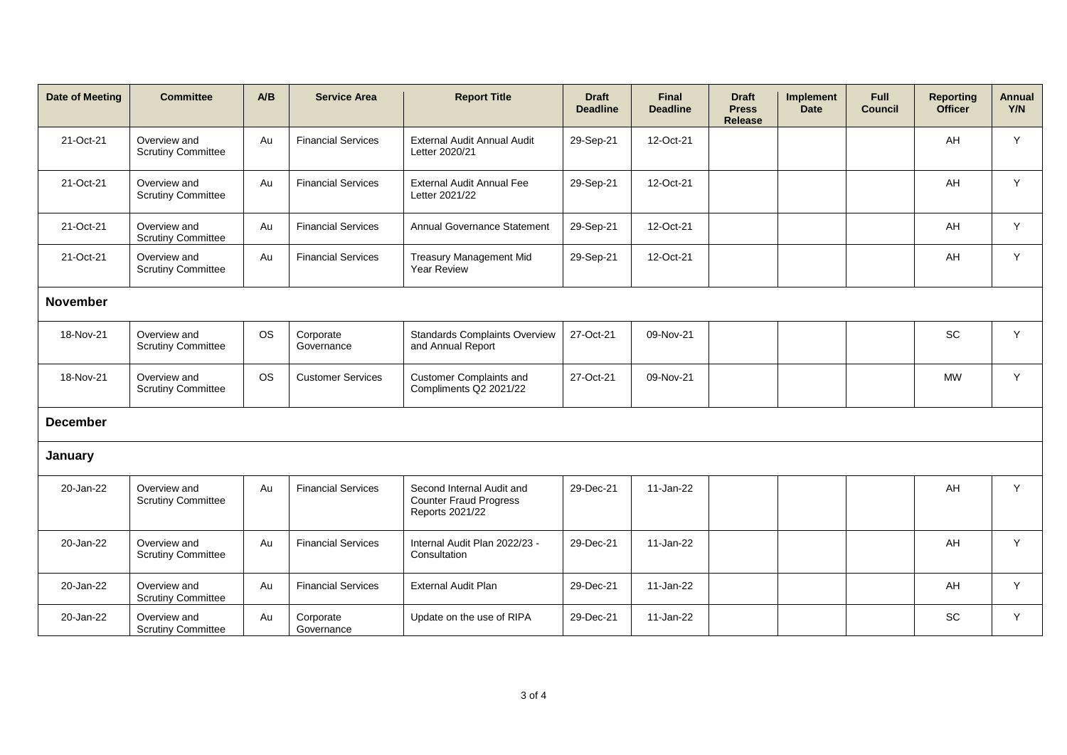| Date of Meeting | Committee | A/B | Service Area | Report Title | Draft Deadline | Final Deadline | Draft Press Release | Implement Date | Full Council | Reporting Officer | Annual Y/N |
|---|---|---|---|---|---|---|---|---|---|---|---|
| 21-Oct-21 | Overview and Scrutiny Committee | Au | Financial Services | External Audit Annual Audit Letter 2020/21 | 29-Sep-21 | 12-Oct-21 | | | | AH | Y |
| 21-Oct-21 | Overview and Scrutiny Committee | Au | Financial Services | External Audit Annual Fee Letter 2021/22 | 29-Sep-21 | 12-Oct-21 | | | | AH | Y |
| 21-Oct-21 | Overview and Scrutiny Committee | Au | Financial Services | Annual Governance Statement | 29-Sep-21 | 12-Oct-21 | | | | AH | Y |
| 21-Oct-21 | Overview and Scrutiny Committee | Au | Financial Services | Treasury Management Mid Year Review | 29-Sep-21 | 12-Oct-21 | | | | AH | Y |
| **November** | | | | | | | | | | | |
| 18-Nov-21 | Overview and Scrutiny Committee | OS | Corporate Governance | Standards Complaints Overview and Annual Report | 27-Oct-21 | 09-Nov-21 | | | | SC | Y |
| 18-Nov-21 | Overview and Scrutiny Committee | OS | Customer Services | Customer Complaints and Compliments Q2 2021/22 | 27-Oct-21 | 09-Nov-21 | | | | MW | Y |
| **December** | | | | | | | | | | | |
| **January** | | | | | | | | | | | |
| 20-Jan-22 | Overview and Scrutiny Committee | Au | Financial Services | Second Internal Audit and Counter Fraud Progress Reports 2021/22 | 29-Dec-21 | 11-Jan-22 | | | | AH | Y |
| 20-Jan-22 | Overview and Scrutiny Committee | Au | Financial Services | Internal Audit Plan 2022/23 - Consultation | 29-Dec-21 | 11-Jan-22 | | | | AH | Y |
| 20-Jan-22 | Overview and Scrutiny Committee | Au | Financial Services | External Audit Plan | 29-Dec-21 | 11-Jan-22 | | | | AH | Y |
| 20-Jan-22 | Overview and Scrutiny Committee | Au | Corporate Governance | Update on the use of RIPA | 29-Dec-21 | 11-Jan-22 | | | | SC | Y |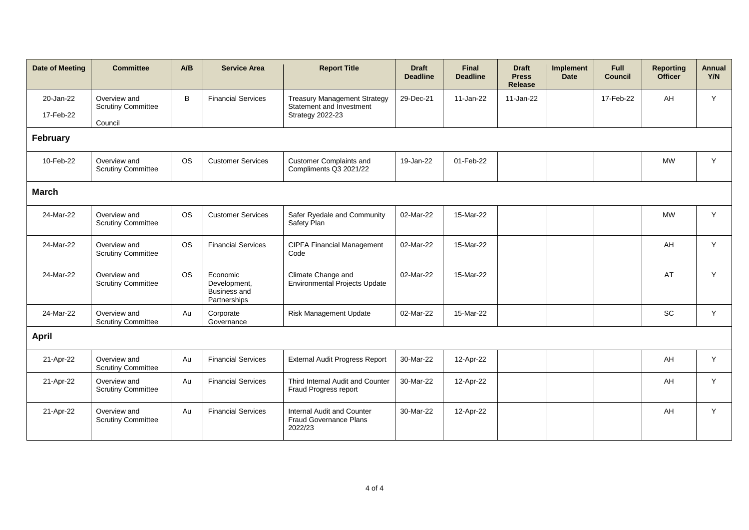| Date of Meeting | Committee | A/B | Service Area | Report Title | Draft Deadline | Final Deadline | Draft Press Release | Implement Date | Full Council | Reporting Officer | Annual Y/N |
|---|---|---|---|---|---|---|---|---|---|---|---|
| 20-Jan-22<br>17-Feb-22 | Overview and Scrutiny Committee<br>Council | B | Financial Services | Treasury Management Strategy Statement and Investment Strategy 2022-23 | 29-Dec-21 | 11-Jan-22 | 11-Jan-22 | | 17-Feb-22 | AH | Y |
| **February** | | | | | | | | | | | |
| 10-Feb-22 | Overview and Scrutiny Committee | OS | Customer Services | Customer Complaints and Compliments Q3 2021/22 | 19-Jan-22 | 01-Feb-22 | | | | MW | Y |
| **March** | | | | | | | | | | | |
| 24-Mar-22 | Overview and Scrutiny Committee | OS | Customer Services | Safer Ryedale and Community Safety Plan | 02-Mar-22 | 15-Mar-22 | | | | MW | Y |
| 24-Mar-22 | Overview and Scrutiny Committee | OS | Financial Services | CIPFA Financial Management Code | 02-Mar-22 | 15-Mar-22 | | | | AH | Y |
| 24-Mar-22 | Overview and Scrutiny Committee | OS | Economic Development, Business and Partnerships | Climate Change and Environmental Projects Update | 02-Mar-22 | 15-Mar-22 | | | | AT | Y |
| 24-Mar-22 | Overview and Scrutiny Committee | Au | Corporate Governance | Risk Management Update | 02-Mar-22 | 15-Mar-22 | | | | SC | Y |
| **April** | | | | | | | | | | | |
| 21-Apr-22 | Overview and Scrutiny Committee | Au | Financial Services | External Audit Progress Report | 30-Mar-22 | 12-Apr-22 | | | | AH | Y |
| 21-Apr-22 | Overview and Scrutiny Committee | Au | Financial Services | Third Internal Audit and Counter Fraud Progress report | 30-Mar-22 | 12-Apr-22 | | | | AH | Y |
| 21-Apr-22 | Overview and Scrutiny Committee | Au | Financial Services | Internal Audit and Counter Fraud Governance Plans 2022/23 | 30-Mar-22 | 12-Apr-22 | | | | AH | Y |